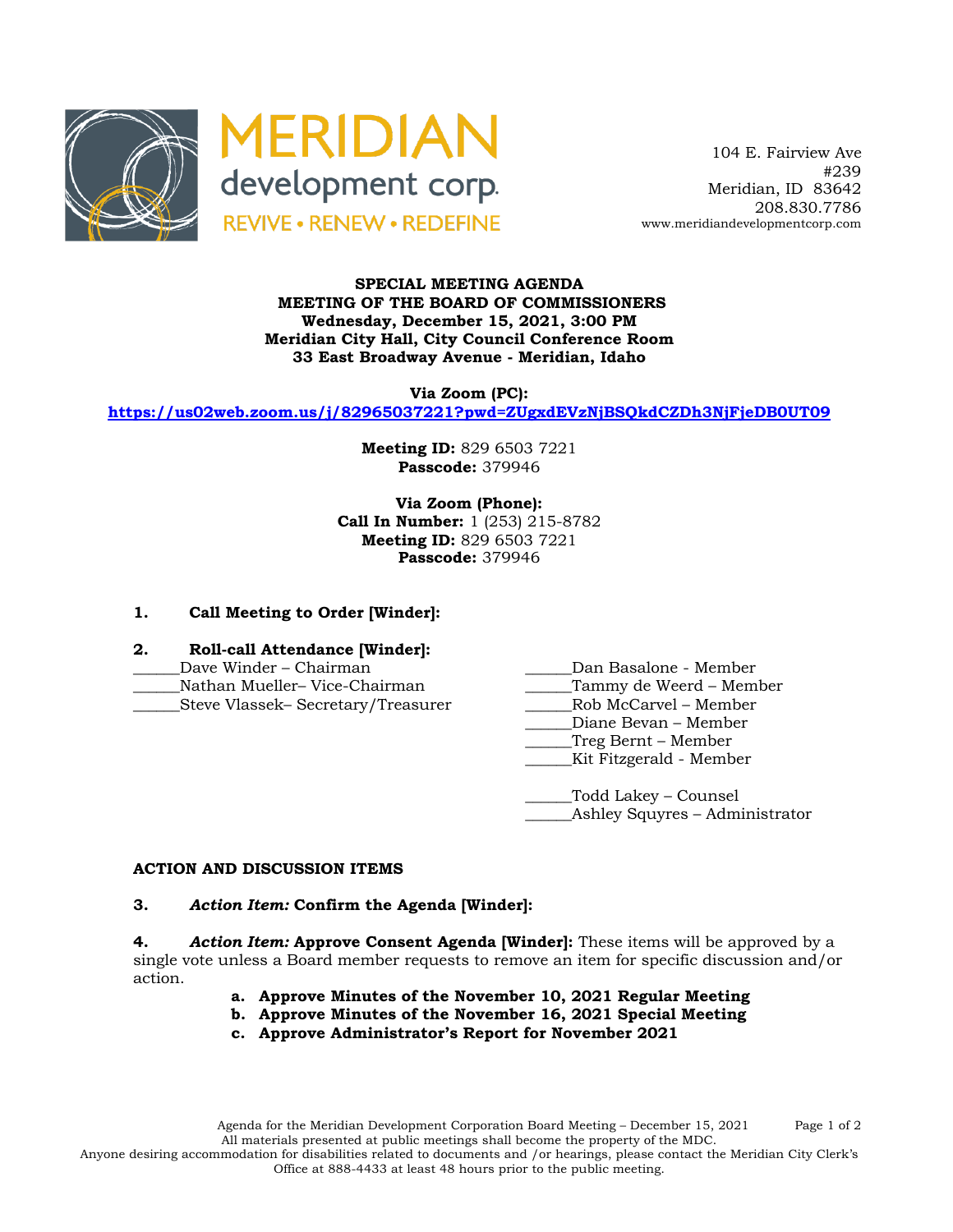MERIDIAN development corp.
REVIVE • RENEW • REDEFINE

104 E. Fairview Ave
#239
Meridian, ID 83642
208.830.7786
www.meridiandevelopmentcorp.com

**SPECIAL MEETING AGENDA**
**MEETING OF THE BOARD OF COMMISSIONERS**
**Wednesday, December 15, 2021, 3:00 PM**
**Meridian City Hall, City Council Conference Room**
**33 East Broadway Avenue - Meridian, Idaho**

**Via Zoom (PC):**
**https://us02web.zoom.us/j/82965037221?pwd=ZUgxdEVzNjBSQkdCZDh3NjFjeDB0UT09**

**Meeting ID:** 829 6503 7221
**Passcode:** 379946

**Via Zoom (Phone):**
**Call In Number:** 1 (253) 215-8782
**Meeting ID:** 829 6503 7221
**Passcode:** 379946

**1. Call Meeting to Order [Winder]:**

**2. Roll-call Attendance [Winder]:**

______Dave Winder – Chairman
______Nathan Mueller– Vice-Chairman
______Steve Vlassek– Secretary/Treasurer
______Dan Basalone - Member
______Tammy de Weerd – Member
______Rob McCarvel – Member
______Diane Bevan – Member
______Treg Bernt – Member
______Kit Fitzgerald - Member

______Todd Lakey – Counsel
______Ashley Squyres – Administrator

**ACTION AND DISCUSSION ITEMS**

**3.** ***Action Item:*** **Confirm the Agenda [Winder]:**

**4.** ***Action Item:*** **Approve Consent Agenda [Winder]:** These items will be approved by a single vote unless a Board member requests to remove an item for specific discussion and/or action.

- **a. Approve Minutes of the November 10, 2021 Regular Meeting**
- **b. Approve Minutes of the November 16, 2021 Special Meeting**
- **c. Approve Administrator's Report for November 2021**

Agenda for the Meridian Development Corporation Board Meeting – December 15, 2021
All materials presented at public meetings shall become the property of the MDC.
Anyone desiring accommodation for disabilities related to documents and /or hearings, please contact the Meridian City Clerk's Office at 888-4433 at least 48 hours prior to the public meeting.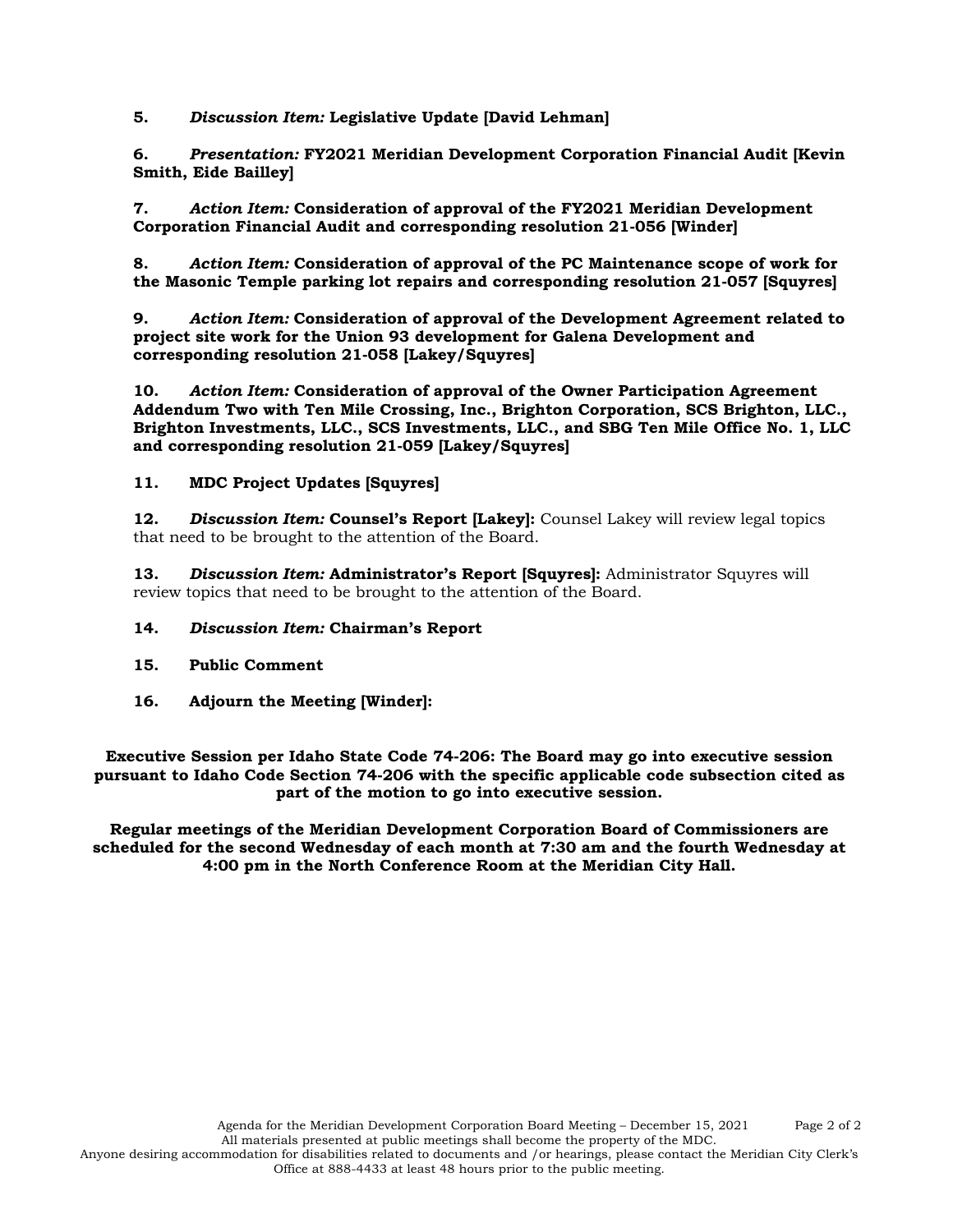**5.** ***Discussion Item:*** **Legislative Update [David Lehman]**

**6.** ***Presentation:*** **FY2021 Meridian Development Corporation Financial Audit [Kevin Smith, Eide Bailley]**

**7.** ***Action Item:*** **Consideration of approval of the FY2021 Meridian Development Corporation Financial Audit and corresponding resolution 21-056 [Winder]**

**8.** ***Action Item:*** **Consideration of approval of the PC Maintenance scope of work for the Masonic Temple parking lot repairs and corresponding resolution 21-057 [Squyres]**

**9.** ***Action Item:*** **Consideration of approval of the Development Agreement related to project site work for the Union 93 development for Galena Development and corresponding resolution 21-058 [Lakey/Squyres]**

**10.** ***Action Item:*** **Consideration of approval of the Owner Participation Agreement Addendum Two with Ten Mile Crossing, Inc., Brighton Corporation, SCS Brighton, LLC., Brighton Investments, LLC., SCS Investments, LLC., and SBG Ten Mile Office No. 1, LLC and corresponding resolution 21-059 [Lakey/Squyres]**

**11.** **MDC Project Updates [Squyres]**

**12.** ***Discussion Item:*** **Counsel's Report [Lakey]:** Counsel Lakey will review legal topics that need to be brought to the attention of the Board.

**13.** ***Discussion Item:*** **Administrator's Report [Squyres]:** Administrator Squyres will review topics that need to be brought to the attention of the Board.

**14.** ***Discussion Item:*** **Chairman's Report**

**15.** **Public Comment**

**16.** **Adjourn the Meeting [Winder]:**

**Executive Session per Idaho State Code 74-206: The Board may go into executive session pursuant to Idaho Code Section 74-206 with the specific applicable code subsection cited as part of the motion to go into executive session.**

**Regular meetings of the Meridian Development Corporation Board of Commissioners are scheduled for the second Wednesday of each month at 7:30 am and the fourth Wednesday at 4:00 pm in the North Conference Room at the Meridian City Hall.**

Agenda for the Meridian Development Corporation Board Meeting – December 15, 2021

All materials presented at public meetings shall become the property of the MDC.

Anyone desiring accommodation for disabilities related to documents and /or hearings, please contact the Meridian City Clerk's Office at 888-4433 at least 48 hours prior to the public meeting.